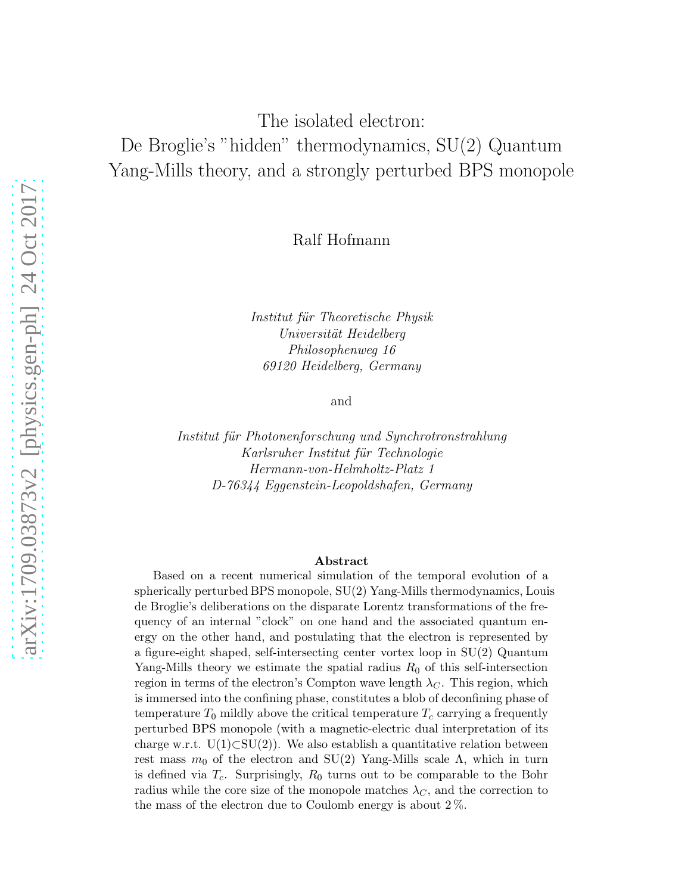# The isolated electron: De Broglie's "hidden" thermodynamics, SU(2) Quantum Yang-Mills theory, and a strongly perturbed BPS monopole

Ralf Hofmann

*Institut für Theoretische Physik*
*Universität Heidelberg*
*Philosophenweg 16*
*69120 Heidelberg, Germany*

and

*Institut für Photonenforschung und Synchrotronstrahlung*
*Karlsruher Institut für Technologie*
*Hermann-von-Helmholtz-Platz 1*
*D-76344 Eggenstein-Leopoldshafen, Germany*

## Abstract

Based on a recent numerical simulation of the temporal evolution of a spherically perturbed BPS monopole, SU(2) Yang-Mills thermodynamics, Louis de Broglie's deliberations on the disparate Lorentz transformations of the frequency of an internal "clock" on one hand and the associated quantum energy on the other hand, and postulating that the electron is represented by a figure-eight shaped, self-intersecting center vortex loop in SU(2) Quantum Yang-Mills theory we estimate the spatial radius $R_0$ of this self-intersection region in terms of the electron's Compton wave length $\lambda_C$. This region, which is immersed into the confining phase, constitutes a blob of deconfining phase of temperature $T_0$ mildly above the critical temperature $T_c$ carrying a frequently perturbed BPS monopole (with a magnetic-electric dual interpretation of its charge w.r.t. U(1)$\subset$SU(2)). We also establish a quantitative relation between rest mass $m_0$ of the electron and SU(2) Yang-Mills scale $\Lambda$, which in turn is defined via $T_c$. Surprisingly, $R_0$ turns out to be comparable to the Bohr radius while the core size of the monopole matches $\lambda_C$, and the correction to the mass of the electron due to Coulomb energy is about 2 %.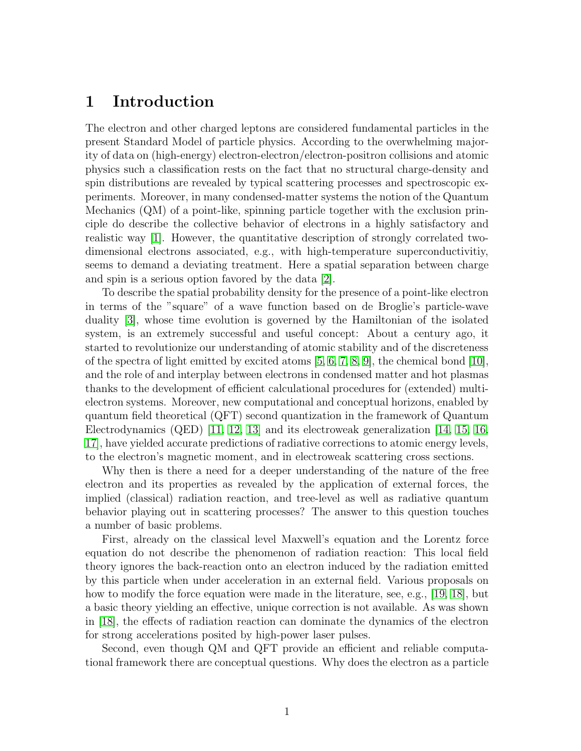# 1 Introduction

The electron and other charged leptons are considered fundamental particles in the present Standard Model of particle physics. According to the overwhelming majority of data on (high-energy) electron-electron/electron-positron collisions and atomic physics such a classification rests on the fact that no structural charge-density and spin distributions are revealed by typical scattering processes and spectroscopic experiments. Moreover, in many condensed-matter systems the notion of the Quantum Mechanics (QM) of a point-like, spinning particle together with the exclusion principle do describe the collective behavior of electrons in a highly satisfactory and realistic way [1]. However, the quantitative description of strongly correlated two-dimensional electrons associated, e.g., with high-temperature superconductivitiy, seems to demand a deviating treatment. Here a spatial separation between charge and spin is a serious option favored by the data [2].

To describe the spatial probability density for the presence of a point-like electron in terms of the "square" of a wave function based on de Broglie's particle-wave duality [3], whose time evolution is governed by the Hamiltonian of the isolated system, is an extremely successful and useful concept: About a century ago, it started to revolutionize our understanding of atomic stability and of the discreteness of the spectra of light emitted by excited atoms [5, 6, 7, 8, 9], the chemical bond [10], and the role of and interplay between electrons in condensed matter and hot plasmas thanks to the development of efficient calculational procedures for (extended) multi-electron systems. Moreover, new computational and conceptual horizons, enabled by quantum field theoretical (QFT) second quantization in the framework of Quantum Electrodynamics (QED) [11, 12, 13] and its electroweak generalization [14, 15, 16, 17], have yielded accurate predictions of radiative corrections to atomic energy levels, to the electron's magnetic moment, and in electroweak scattering cross sections.

Why then is there a need for a deeper understanding of the nature of the free electron and its properties as revealed by the application of external forces, the implied (classical) radiation reaction, and tree-level as well as radiative quantum behavior playing out in scattering processes? The answer to this question touches a number of basic problems.

First, already on the classical level Maxwell's equation and the Lorentz force equation do not describe the phenomenon of radiation reaction: This local field theory ignores the back-reaction onto an electron induced by the radiation emitted by this particle when under acceleration in an external field. Various proposals on how to modify the force equation were made in the literature, see, e.g., [19, 18], but a basic theory yielding an effective, unique correction is not available. As was shown in [18], the effects of radiation reaction can dominate the dynamics of the electron for strong accelerations posited by high-power laser pulses.

Second, even though QM and QFT provide an efficient and reliable computational framework there are conceptual questions. Why does the electron as a particle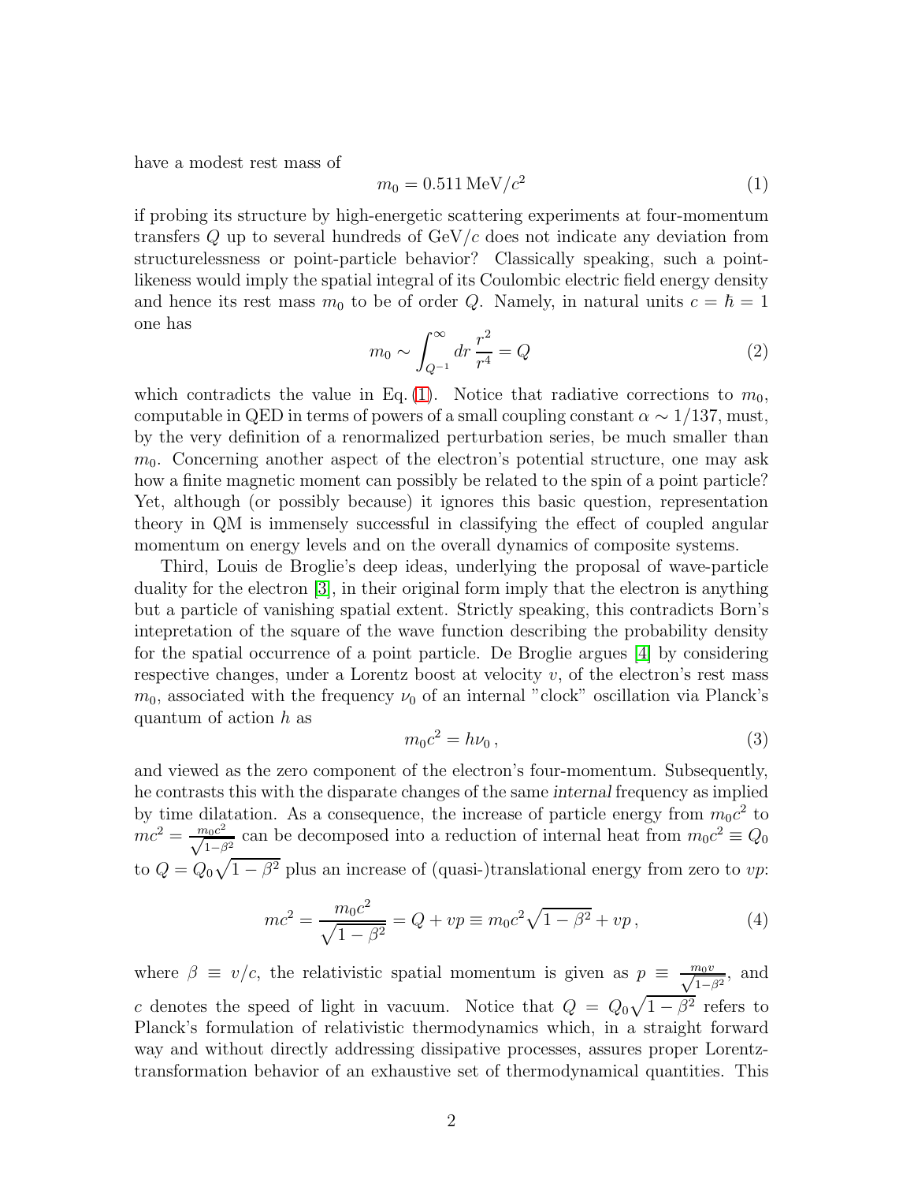have a modest rest mass of

$$m_0 = 0.511\,\mathrm{MeV}/c^2 \tag{1}$$

if probing its structure by high-energetic scattering experiments at four-momentum transfers $Q$ up to several hundreds of $\mathrm{GeV}/c$ does not indicate any deviation from structurelessness or point-particle behavior? Classically speaking, such a point-likeness would imply the spatial integral of its Coulombic electric field energy density and hence its rest mass $m_0$ to be of order $Q$. Namely, in natural units $c = \hbar = 1$ one has

$$m_0 \sim \int_{Q^{-1}}^{\infty} dr\, \frac{r^2}{r^4} = Q \tag{2}$$

which contradicts the value in Eq. (1). Notice that radiative corrections to $m_0$, computable in QED in terms of powers of a small coupling constant $\alpha \sim 1/137$, must, by the very definition of a renormalized perturbation series, be much smaller than $m_0$. Concerning another aspect of the electron's potential structure, one may ask how a finite magnetic moment can possibly be related to the spin of a point particle? Yet, although (or possibly because) it ignores this basic question, representation theory in QM is immensely successful in classifying the effect of coupled angular momentum on energy levels and on the overall dynamics of composite systems.

Third, Louis de Broglie's deep ideas, underlying the proposal of wave-particle duality for the electron [3], in their original form imply that the electron is anything but a particle of vanishing spatial extent. Strictly speaking, this contradicts Born's intepretation of the square of the wave function describing the probability density for the spatial occurrence of a point particle. De Broglie argues [4] by considering respective changes, under a Lorentz boost at velocity $v$, of the electron's rest mass $m_0$, associated with the frequency $\nu_0$ of an internal "clock" oscillation via Planck's quantum of action $h$ as

$$m_0 c^2 = h\nu_0\,, \tag{3}$$

and viewed as the zero component of the electron's four-momentum. Subsequently, he contrasts this with the disparate changes of the same *internal* frequency as implied by time dilatation. As a consequence, the increase of particle energy from $m_0c^2$ to $mc^2 = \frac{m_0c^2}{\sqrt{1-\beta^2}}$ can be decomposed into a reduction of internal heat from $m_0c^2 \equiv Q_0$ to $Q = Q_0\sqrt{1-\beta^2}$ plus an increase of (quasi-)translational energy from zero to $vp$:

$$mc^2 = \frac{m_0c^2}{\sqrt{1-\beta^2}} = Q + vp \equiv m_0c^2\sqrt{1-\beta^2} + vp\,, \tag{4}$$

where $\beta \equiv v/c$, the relativistic spatial momentum is given as $p \equiv \frac{m_0 v}{\sqrt{1-\beta^2}}$, and $c$ denotes the speed of light in vacuum. Notice that $Q = Q_0\sqrt{1-\beta^2}$ refers to Planck's formulation of relativistic thermodynamics which, in a straight forward way and without directly addressing dissipative processes, assures proper Lorentz-transformation behavior of an exhaustive set of thermodynamical quantities. This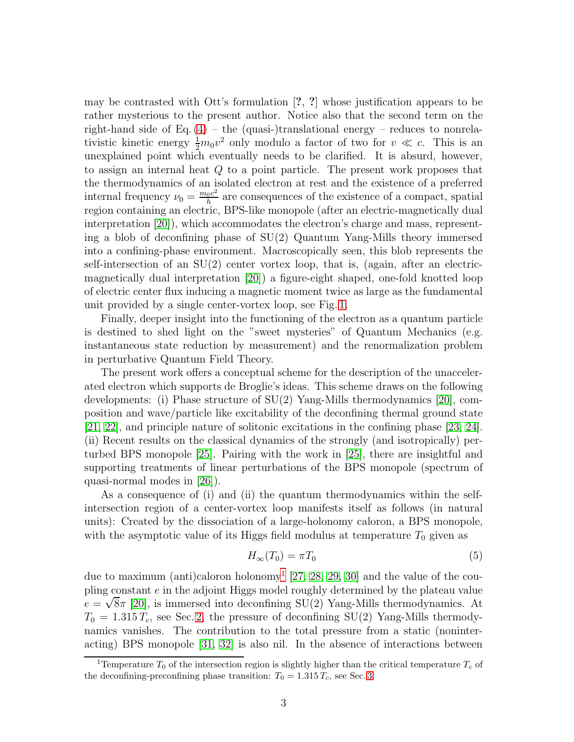may be contrasted with Ott's formulation [?, ?] whose justification appears to be rather mysterious to the present author. Notice also that the second term on the right-hand side of Eq. (4) – the (quasi-)translational energy – reduces to nonrelativistic kinetic energy $\frac{1}{2}m_0v^2$ only modulo a factor of two for $v \ll c$. This is an unexplained point which eventually needs to be clarified. It is absurd, however, to assign an internal heat $Q$ to a point particle. The present work proposes that the thermodynamics of an isolated electron at rest and the existence of a preferred internal frequency $\nu_0 = \frac{m_0c^2}{h}$ are consequences of the existence of a compact, spatial region containing an electric, BPS-like monopole (after an electric-magnetically dual interpretation [20]), which accommodates the electron's charge and mass, representing a blob of deconfining phase of SU(2) Quantum Yang-Mills theory immersed into a confining-phase environment. Macroscopically seen, this blob represents the self-intersection of an SU(2) center vortex loop, that is, (again, after an electric-magnetically dual interpretation [20]) a figure-eight shaped, one-fold knotted loop of electric center flux inducing a magnetic moment twice as large as the fundamental unit provided by a single center-vortex loop, see Fig. 1.

Finally, deeper insight into the functioning of the electron as a quantum particle is destined to shed light on the "sweet mysteries" of Quantum Mechanics (e.g. instantaneous state reduction by measurement) and the renormalization problem in perturbative Quantum Field Theory.

The present work offers a conceptual scheme for the description of the unaccelerated electron which supports de Broglie's ideas. This scheme draws on the following developments: (i) Phase structure of SU(2) Yang-Mills thermodynamics [20], composition and wave/particle like excitability of the deconfining thermal ground state [21, 22], and principle nature of solitonic excitations in the confining phase [23, 24]. (ii) Recent results on the classical dynamics of the strongly (and isotropically) perturbed BPS monopole [25]. Pairing with the work in [25], there are insightful and supporting treatments of linear perturbations of the BPS monopole (spectrum of quasi-normal modes in [26]).

As a consequence of (i) and (ii) the quantum thermodynamics within the self-intersection region of a center-vortex loop manifests itself as follows (in natural units): Created by the dissociation of a large-holonomy caloron, a BPS monopole, with the asymptotic value of its Higgs field modulus at temperature $T_0$ given as

$$H_\infty(T_0) = \pi T_0 \tag{5}$$

due to maximum (anti)caloron holonomy[1] [27, 28, 29, 30] and the value of the coupling constant $e$ in the adjoint Higgs model roughly determined by the plateau value $e = \sqrt{8}\pi$ [20], is immersed into deconfining SU(2) Yang-Mills thermodynamics. At $T_0 = 1.315\,T_c$, see Sec. 2, the pressure of deconfining SU(2) Yang-Mills thermodynamics vanishes. The contribution to the total pressure from a static (noninteracting) BPS monopole [31, 32] is also nil. In the absence of interactions between

[1] Temperature $T_0$ of the intersection region is slightly higher than the critical temperature $T_c$ of the deconfining-preconfining phase transition: $T_0 = 1.315\,T_c$, see Sec. 3.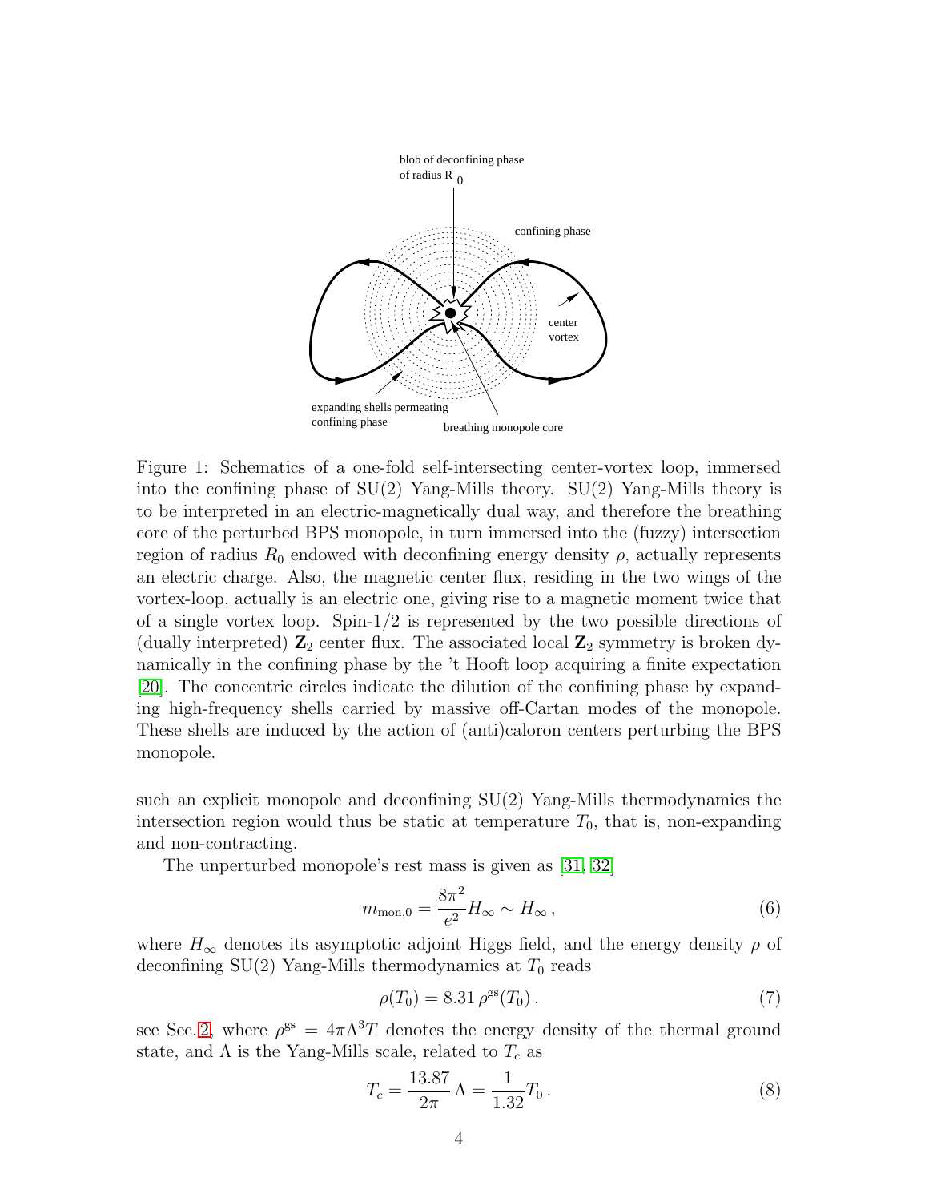Figure 1: Schematics of a one-fold self-intersecting center-vortex loop, immersed into the confining phase of SU(2) Yang-Mills theory. SU(2) Yang-Mills theory is to be interpreted in an electric-magnetically dual way, and therefore the breathing core of the perturbed BPS monopole, in turn immersed into the (fuzzy) intersection region of radius $R_0$ endowed with deconfining energy density $\rho$, actually represents an electric charge. Also, the magnetic center flux, residing in the two wings of the vortex-loop, actually is an electric one, giving rise to a magnetic moment twice that of a single vortex loop. Spin-1/2 is represented by the two possible directions of (dually interpreted) $\mathbf{Z}_2$ center flux. The associated local $\mathbf{Z}_2$ symmetry is broken dynamically in the confining phase by the 't Hooft loop acquiring a finite expectation [20]. The concentric circles indicate the dilution of the confining phase by expanding high-frequency shells carried by massive off-Cartan modes of the monopole. These shells are induced by the action of (anti)caloron centers perturbing the BPS monopole.

such an explicit monopole and deconfining SU(2) Yang-Mills thermodynamics the intersection region would thus be static at temperature $T_0$, that is, non-expanding and non-contracting.

The unperturbed monopole's rest mass is given as [31, 32]

$$m_{\mathrm{mon},0} = \frac{8\pi^2}{e^2} H_\infty \sim H_\infty \,, \tag{6}$$

where $H_\infty$ denotes its asymptotic adjoint Higgs field, and the energy density $\rho$ of deconfining SU(2) Yang-Mills thermodynamics at $T_0$ reads

$$\rho(T_0) = 8.31\, \rho^{\mathrm{gs}}(T_0) \,, \tag{7}$$

see Sec. 2, where $\rho^{\mathrm{gs}} = 4\pi\Lambda^3 T$ denotes the energy density of the thermal ground state, and $\Lambda$ is the Yang-Mills scale, related to $T_c$ as

$$T_c = \frac{13.87}{2\pi}\Lambda = \frac{1}{1.32} T_0 \,. \tag{8}$$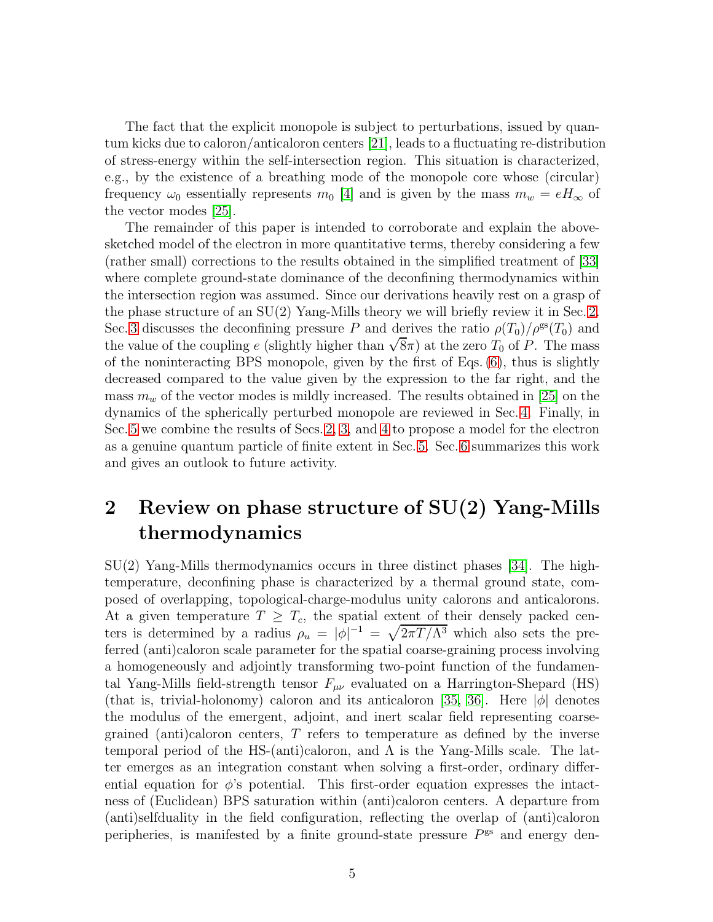The fact that the explicit monopole is subject to perturbations, issued by quantum kicks due to caloron/anticaloron centers [21], leads to a fluctuating re-distribution of stress-energy within the self-intersection region. This situation is characterized, e.g., by the existence of a breathing mode of the monopole core whose (circular) frequency $\omega_0$ essentially represents $m_0$ [4] and is given by the mass $m_w = eH_\infty$ of the vector modes [25].

The remainder of this paper is intended to corroborate and explain the above-sketched model of the electron in more quantitative terms, thereby considering a few (rather small) corrections to the results obtained in the simplified treatment of [33] where complete ground-state dominance of the deconfining thermodynamics within the intersection region was assumed. Since our derivations heavily rest on a grasp of the phase structure of an SU(2) Yang-Mills theory we will briefly review it in Sec. 2. Sec. 3 discusses the deconfining pressure $P$ and derives the ratio $\rho(T_0)/\rho^{\rm gs}(T_0)$ and the value of the coupling $e$ (slightly higher than $\sqrt{8}\pi$) at the zero $T_0$ of $P$. The mass of the noninteracting BPS monopole, given by the first of Eqs. (6), thus is slightly decreased compared to the value given by the expression to the far right, and the mass $m_w$ of the vector modes is mildly increased. The results obtained in [25] on the dynamics of the spherically perturbed monopole are reviewed in Sec. 4. Finally, in Sec. 5 we combine the results of Secs. 2, 3, and 4 to propose a model for the electron as a genuine quantum particle of finite extent in Sec. 5. Sec. 6 summarizes this work and gives an outlook to future activity.

## 2 Review on phase structure of SU(2) Yang-Mills thermodynamics

SU(2) Yang-Mills thermodynamics occurs in three distinct phases [34]. The high-temperature, deconfining phase is characterized by a thermal ground state, composed of overlapping, topological-charge-modulus unity calorons and anticalorons. At a given temperature $T \geq T_c$, the spatial extent of their densely packed centers is determined by a radius $\rho_u = |\phi|^{-1} = \sqrt{2\pi T/\Lambda^3}$ which also sets the preferred (anti)caloron scale parameter for the spatial coarse-graining process involving a homogeneously and adjointly transforming two-point function of the fundamental Yang-Mills field-strength tensor $F_{\mu\nu}$ evaluated on a Harrington-Shepard (HS) (that is, trivial-holonomy) caloron and its anticaloron [35, 36]. Here $|\phi|$ denotes the modulus of the emergent, adjoint, and inert scalar field representing coarse-grained (anti)caloron centers, $T$ refers to temperature as defined by the inverse temporal period of the HS-(anti)caloron, and $\Lambda$ is the Yang-Mills scale. The latter emerges as an integration constant when solving a first-order, ordinary differential equation for $\phi$'s potential. This first-order equation expresses the intactness of (Euclidean) BPS saturation within (anti)caloron centers. A departure from (anti)selfduality in the field configuration, reflecting the overlap of (anti)caloron peripheries, is manifested by a finite ground-state pressure $P^{\rm gs}$ and energy den-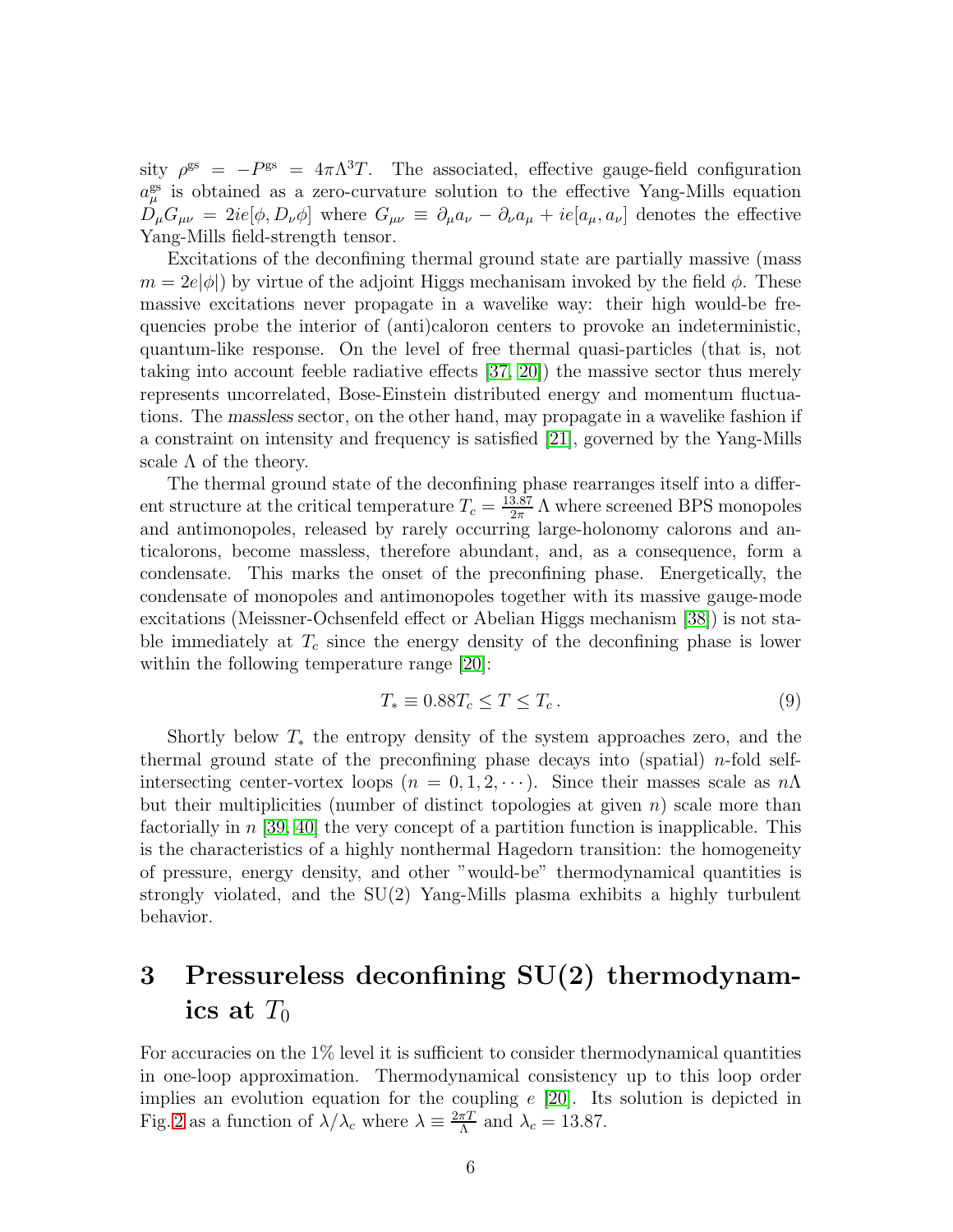sity $\rho^{\rm gs} = -P^{\rm gs} = 4\pi\Lambda^3 T$. The associated, effective gauge-field configuration $a_\mu^{\rm gs}$ is obtained as a zero-curvature solution to the effective Yang-Mills equation $D_\mu G_{\mu\nu} = 2ie[\phi, D_\nu\phi]$ where $G_{\mu\nu} \equiv \partial_\mu a_\nu - \partial_\nu a_\mu + ie[a_\mu, a_\nu]$ denotes the effective Yang-Mills field-strength tensor.

Excitations of the deconfining thermal ground state are partially massive (mass $m = 2e|\phi|$) by virtue of the adjoint Higgs mechanisam invoked by the field $\phi$. These massive excitations never propagate in a wavelike way: their high would-be frequencies probe the interior of (anti)caloron centers to provoke an indeterministic, quantum-like response. On the level of free thermal quasi-particles (that is, not taking into account feeble radiative effects [37, 20]) the massive sector thus merely represents uncorrelated, Bose-Einstein distributed energy and momentum fluctuations. The *massless* sector, on the other hand, may propagate in a wavelike fashion if a constraint on intensity and frequency is satisfied [21], governed by the Yang-Mills scale $\Lambda$ of the theory.

The thermal ground state of the deconfining phase rearranges itself into a different structure at the critical temperature $T_c = \frac{13.87}{2\pi}\Lambda$ where screened BPS monopoles and antimonopoles, released by rarely occurring large-holonomy calorons and anticalorons, become massless, therefore abundant, and, as a consequence, form a condensate. This marks the onset of the preconfining phase. Energetically, the condensate of monopoles and antimonopoles together with its massive gauge-mode excitations (Meissner-Ochsenfeld effect or Abelian Higgs mechanism [38]) is not stable immediately at $T_c$ since the energy density of the deconfining phase is lower within the following temperature range [20]:

$$T_* \equiv 0.88T_c \leq T \leq T_c\,. \tag{9}$$

Shortly below $T_*$ the entropy density of the system approaches zero, and the thermal ground state of the preconfining phase decays into (spatial) $n$-fold self-intersecting center-vortex loops ($n = 0, 1, 2, \cdots$). Since their masses scale as $n\Lambda$ but their multiplicities (number of distinct topologies at given $n$) scale more than factorially in $n$ [39, 40] the very concept of a partition function is inapplicable. This is the characteristics of a highly nonthermal Hagedorn transition: the homogeneity of pressure, energy density, and other "would-be" thermodynamical quantities is strongly violated, and the SU(2) Yang-Mills plasma exhibits a highly turbulent behavior.

# 3 Pressureless deconfining SU(2) thermodynamics at $T_0$

For accuracies on the 1% level it is sufficient to consider thermodynamical quantities in one-loop approximation. Thermodynamical consistency up to this loop order implies an evolution equation for the coupling $e$ [20]. Its solution is depicted in Fig. 2 as a function of $\lambda/\lambda_c$ where $\lambda \equiv \frac{2\pi T}{\Lambda}$ and $\lambda_c = 13.87$.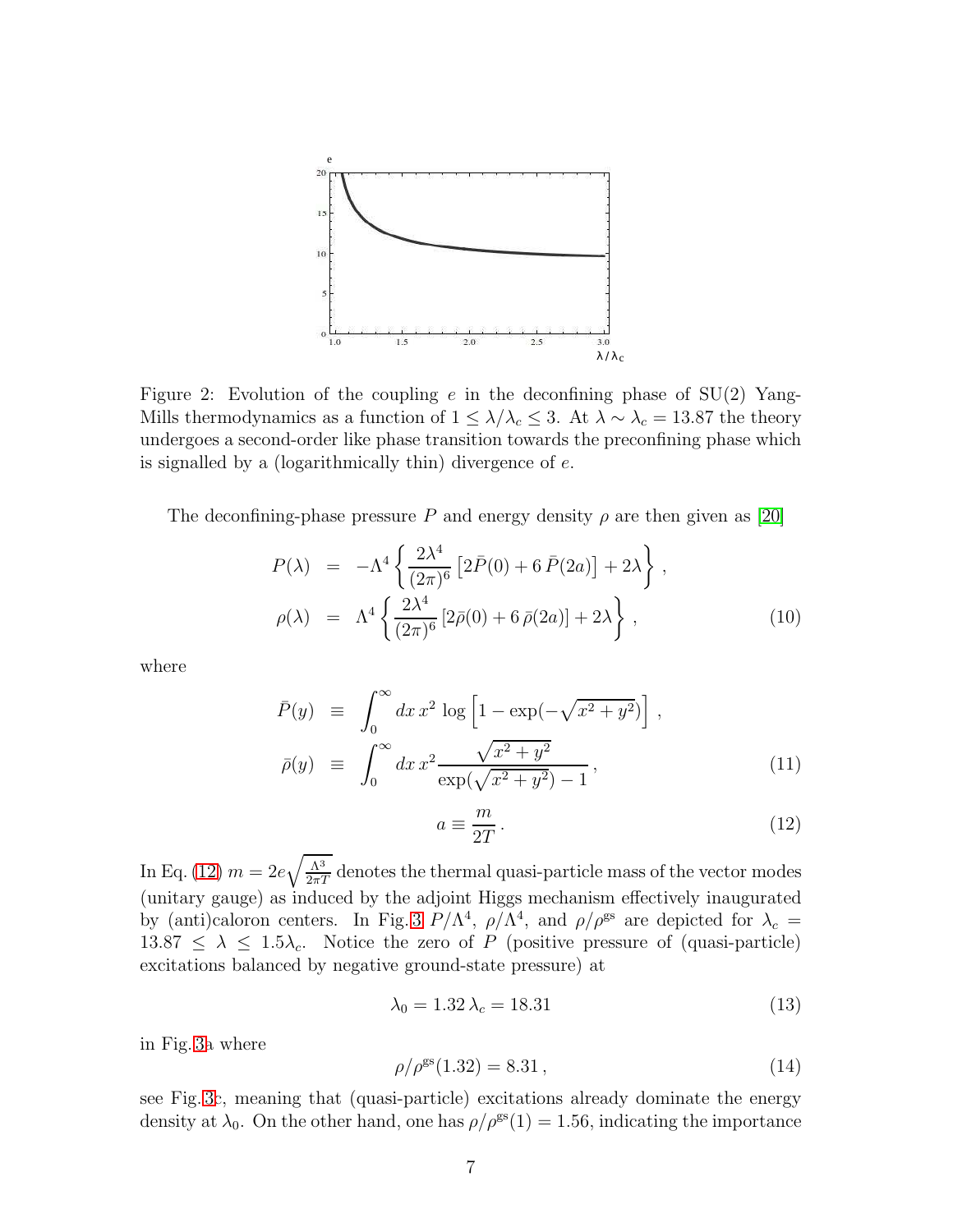Figure 2: Evolution of the coupling $e$ in the deconfining phase of SU(2) Yang-Mills thermodynamics as a function of $1 \leq \lambda/\lambda_c \leq 3$. At $\lambda \sim \lambda_c = 13.87$ the theory undergoes a second-order like phase transition towards the preconfining phase which is signalled by a (logarithmically thin) divergence of $e$.

The deconfining-phase pressure $P$ and energy density $\rho$ are then given as [20]

$$
\begin{aligned}
P(\lambda) &= -\Lambda^4 \left\{ \frac{2\lambda^4}{(2\pi)^6} \left[ 2\bar{P}(0) + 6\,\bar{P}(2a) \right] + 2\lambda \right\} , \\
\rho(\lambda) &= \Lambda^4 \left\{ \frac{2\lambda^4}{(2\pi)^6} \left[ 2\bar{\rho}(0) + 6\,\bar{\rho}(2a) \right] + 2\lambda \right\} ,
\end{aligned}
\tag{10}
$$

where

$$
\begin{aligned}
\bar{P}(y) &\equiv \int_0^\infty dx\, x^2 \log\left[ 1 - \exp(-\sqrt{x^2+y^2}) \right] , \\
\bar{\rho}(y) &\equiv \int_0^\infty dx\, x^2 \frac{\sqrt{x^2+y^2}}{\exp(\sqrt{x^2+y^2}) - 1} ,
\end{aligned}
\tag{11}
$$

$$
a \equiv \frac{m}{2T} . \tag{12}
$$

In Eq. (12) $m = 2e\sqrt{\frac{\Lambda^3}{2\pi T}}$ denotes the thermal quasi-particle mass of the vector modes (unitary gauge) as induced by the adjoint Higgs mechanism effectively inaugurated by (anti)caloron centers. In Fig. 3 $P/\Lambda^4$, $\rho/\Lambda^4$, and $\rho/\rho^{\rm gs}$ are depicted for $\lambda_c = 13.87 \leq \lambda \leq 1.5\lambda_c$. Notice the zero of $P$ (positive pressure of (quasi-particle) excitations balanced by negative ground-state pressure) at

$$
\lambda_0 = 1.32\,\lambda_c = 18.31 \tag{13}
$$

in Fig. 3a where

$$
\rho/\rho^{\rm gs}(1.32) = 8.31 , \tag{14}
$$

see Fig. 3c, meaning that (quasi-particle) excitations already dominate the energy density at $\lambda_0$. On the other hand, one has $\rho/\rho^{\rm gs}(1) = 1.56$, indicating the importance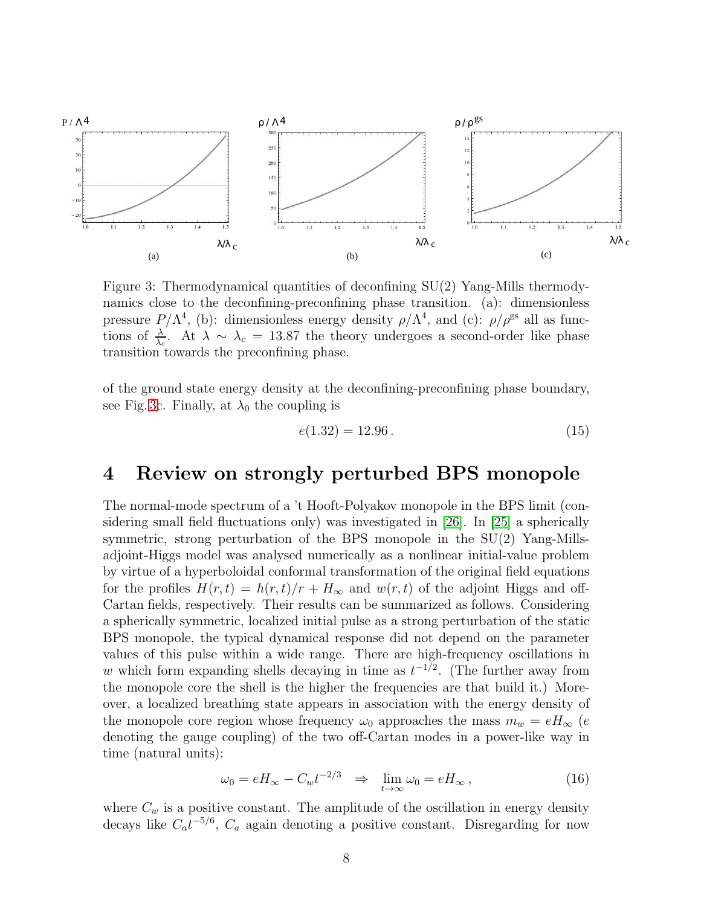Figure 3: Thermodynamical quantities of deconfining SU(2) Yang-Mills thermodynamics close to the deconfining-preconfining phase transition. (a): dimensionless pressure $P/\Lambda^4$, (b): dimensionless energy density $\rho/\Lambda^4$, and (c): $\rho/\rho^{\rm gs}$ all as functions of $\frac{\lambda}{\lambda_c}$. At $\lambda \sim \lambda_c = 13.87$ the theory undergoes a second-order like phase transition towards the preconfining phase.

of the ground state energy density at the deconfining-preconfining phase boundary, see Fig.3c. Finally, at $\lambda_0$ the coupling is

$$e(1.32) = 12.96\,. \tag{15}$$

# 4 Review on strongly perturbed BPS monopole

The normal-mode spectrum of a 't Hooft-Polyakov monopole in the BPS limit (considering small field fluctuations only) was investigated in [26]. In [25] a spherically symmetric, strong perturbation of the BPS monopole in the SU(2) Yang-Mills-adjoint-Higgs model was analysed numerically as a nonlinear initial-value problem by virtue of a hyperboloidal conformal transformation of the original field equations for the profiles $H(r,t) = h(r,t)/r + H_\infty$ and $w(r,t)$ of the adjoint Higgs and off-Cartan fields, respectively. Their results can be summarized as follows. Considering a spherically symmetric, localized initial pulse as a strong perturbation of the static BPS monopole, the typical dynamical response did not depend on the parameter values of this pulse within a wide range. There are high-frequency oscillations in $w$ which form expanding shells decaying in time as $t^{-1/2}$. (The further away from the monopole core the shell is the higher the frequencies are that build it.) Moreover, a localized breathing state appears in association with the energy density of the monopole core region whose frequency $\omega_0$ approaches the mass $m_w = eH_\infty$ ($e$ denoting the gauge coupling) of the two off-Cartan modes in a power-like way in time (natural units):

$$\omega_0 = eH_\infty - C_w t^{-2/3} \quad \Rightarrow \quad \lim_{t\to\infty} \omega_0 = eH_\infty\,, \tag{16}$$

where $C_w$ is a positive constant. The amplitude of the oscillation in energy density decays like $C_a t^{-5/6}$, $C_a$ again denoting a positive constant. Disregarding for now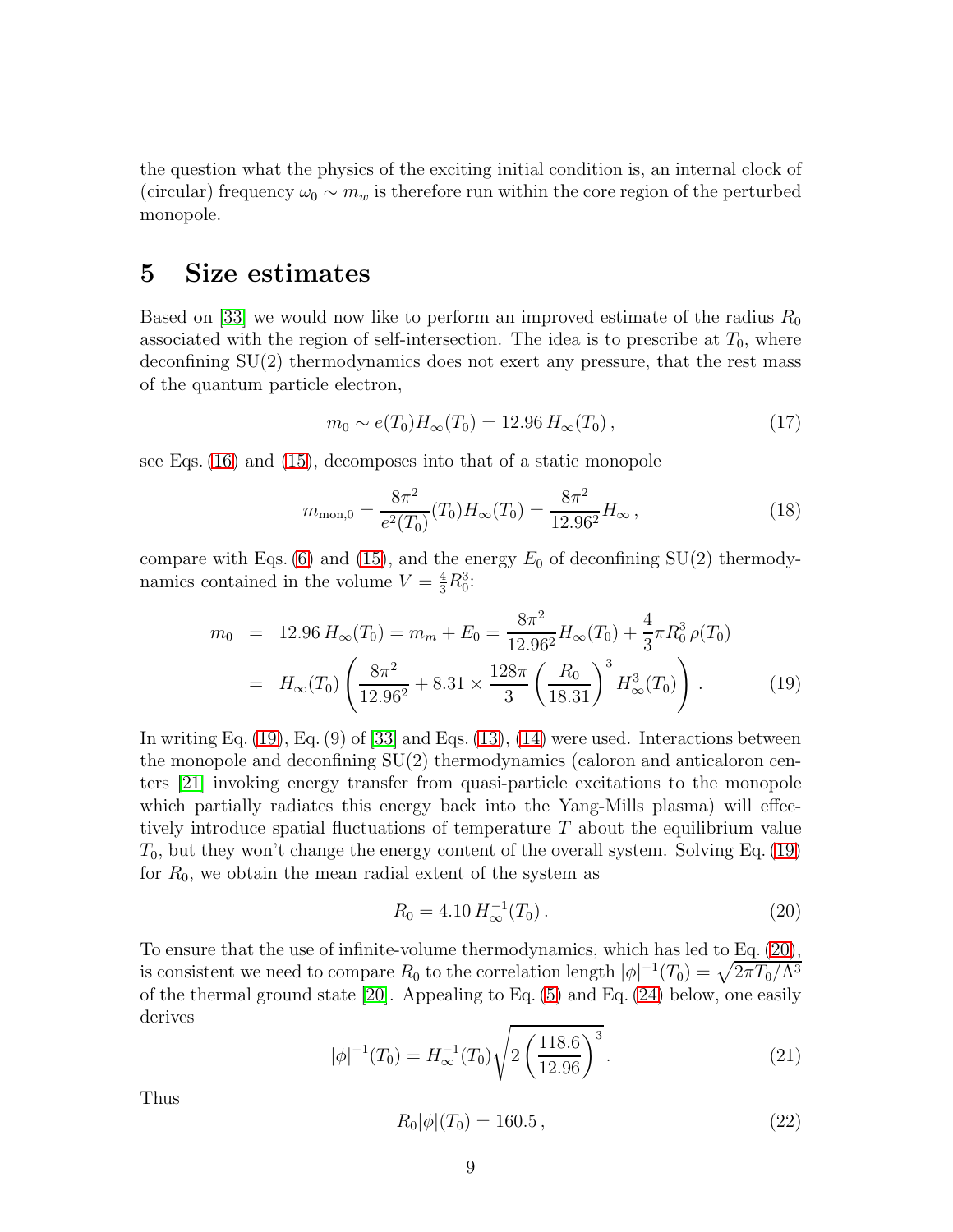the question what the physics of the exciting initial condition is, an internal clock of (circular) frequency $\omega_0 \sim m_w$ is therefore run within the core region of the perturbed monopole.

# 5 Size estimates

Based on [33] we would now like to perform an improved estimate of the radius $R_0$ associated with the region of self-intersection. The idea is to prescribe at $T_0$, where deconfining SU(2) thermodynamics does not exert any pressure, that the rest mass of the quantum particle electron,

$$m_0 \sim e(T_0)H_\infty(T_0) = 12.96\, H_\infty(T_0)\,, \tag{17}$$

see Eqs. (16) and (15), decomposes into that of a static monopole

$$m_{\rm mon,0} = \frac{8\pi^2}{e^2(T_0)}(T_0)H_\infty(T_0) = \frac{8\pi^2}{12.96^2}H_\infty\,, \tag{18}$$

compare with Eqs. (6) and (15), and the energy $E_0$ of deconfining SU(2) thermodynamics contained in the volume $V = \frac{4}{3}R_0^3$:

$$\begin{aligned} m_0 &= 12.96\, H_\infty(T_0) = m_m + E_0 = \frac{8\pi^2}{12.96^2}H_\infty(T_0) + \frac{4}{3}\pi R_0^3\,\rho(T_0) \\ &= H_\infty(T_0)\left(\frac{8\pi^2}{12.96^2} + 8.31 \times \frac{128\pi}{3}\left(\frac{R_0}{18.31}\right)^3 H_\infty^3(T_0)\right)\,. \end{aligned} \tag{19}$$

In writing Eq. (19), Eq. (9) of [33] and Eqs. (13), (14) were used. Interactions between the monopole and deconfining SU(2) thermodynamics (caloron and anticaloron centers [21] invoking energy transfer from quasi-particle excitations to the monopole which partially radiates this energy back into the Yang-Mills plasma) will effectively introduce spatial fluctuations of temperature $T$ about the equilibrium value $T_0$, but they won't change the energy content of the overall system. Solving Eq. (19) for $R_0$, we obtain the mean radial extent of the system as

$$R_0 = 4.10\, H_\infty^{-1}(T_0)\,. \tag{20}$$

To ensure that the use of infinite-volume thermodynamics, which has led to Eq. (20), is consistent we need to compare $R_0$ to the correlation length $|\phi|^{-1}(T_0) = \sqrt{2\pi T_0/\Lambda^3}$ of the thermal ground state [20]. Appealing to Eq. (5) and Eq. (24) below, one easily derives

$$|\phi|^{-1}(T_0) = H_\infty^{-1}(T_0)\sqrt{2\left(\frac{118.6}{12.96}\right)^3}\,. \tag{21}$$

Thus

$$R_0|\phi|(T_0) = 160.5\,, \tag{22}$$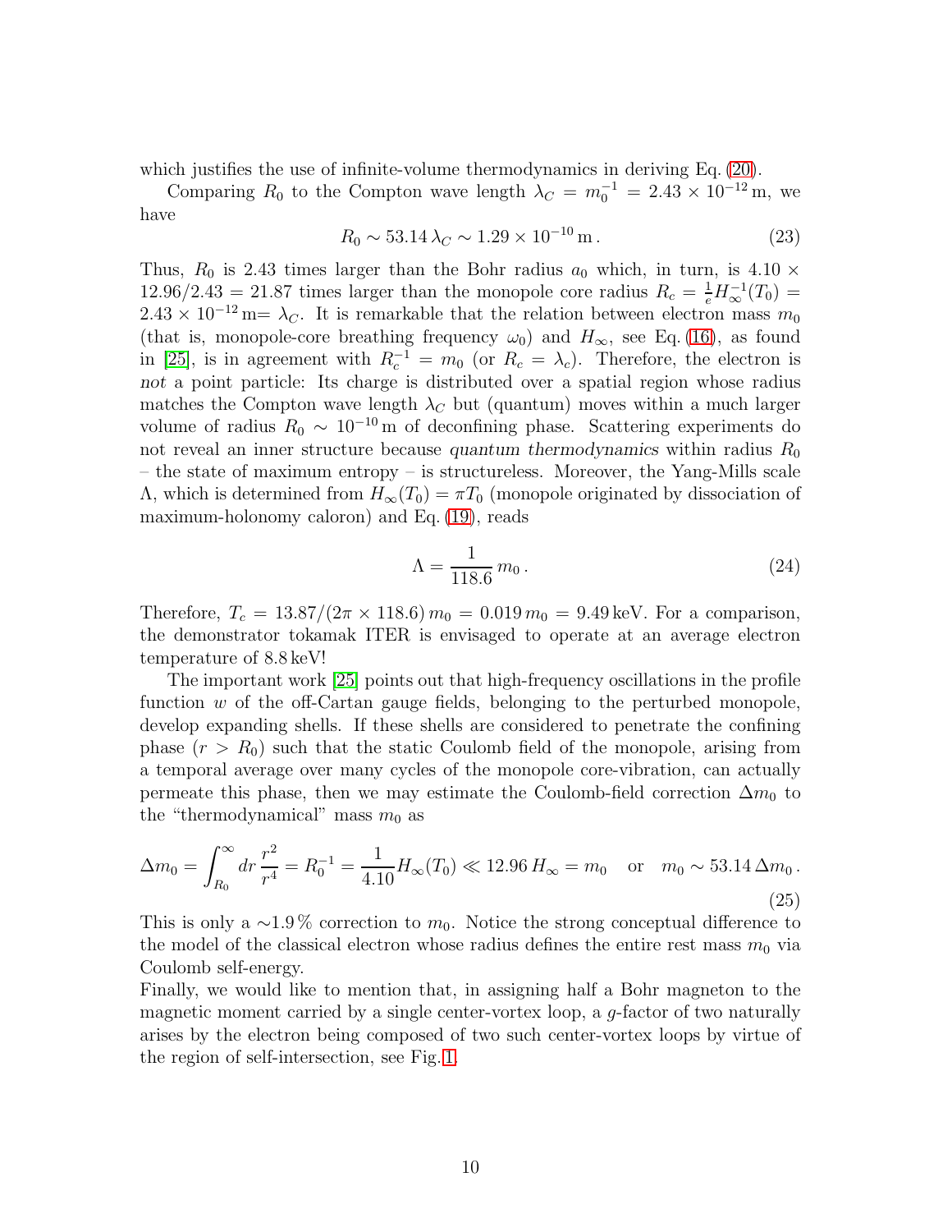which justifies the use of infinite-volume thermodynamics in deriving Eq. (20).

Comparing $R_0$ to the Compton wave length $\lambda_C = m_0^{-1} = 2.43 \times 10^{-12}\,\mathrm{m}$, we have

$$R_0 \sim 53.14\,\lambda_C \sim 1.29 \times 10^{-10}\,\mathrm{m}\,. \tag{23}$$

Thus, $R_0$ is 2.43 times larger than the Bohr radius $a_0$ which, in turn, is $4.10 \times 12.96/2.43 = 21.87$ times larger than the monopole core radius $R_c = \frac{1}{e}H_\infty^{-1}(T_0) = 2.43 \times 10^{-12}\,\mathrm{m} = \lambda_C$. It is remarkable that the relation between electron mass $m_0$ (that is, monopole-core breathing frequency $\omega_0$) and $H_\infty$, see Eq. (16), as found in [25], is in agreement with $R_c^{-1} = m_0$ (or $R_c = \lambda_c$). Therefore, the electron is *not* a point particle: Its charge is distributed over a spatial region whose radius matches the Compton wave length $\lambda_C$ but (quantum) moves within a much larger volume of radius $R_0 \sim 10^{-10}\,\mathrm{m}$ of deconfining phase. Scattering experiments do not reveal an inner structure because *quantum thermodynamics* within radius $R_0$ – the state of maximum entropy – is structureless. Moreover, the Yang-Mills scale $\Lambda$, which is determined from $H_\infty(T_0) = \pi T_0$ (monopole originated by dissociation of maximum-holonomy caloron) and Eq. (19), reads

$$\Lambda = \frac{1}{118.6}\,m_0\,. \tag{24}$$

Therefore, $T_c = 13.87/(2\pi \times 118.6)\,m_0 = 0.019\,m_0 = 9.49\,\mathrm{keV}$. For a comparison, the demonstrator tokamak ITER is envisaged to operate at an average electron temperature of 8.8 keV!

The important work [25] points out that high-frequency oscillations in the profile function $w$ of the off-Cartan gauge fields, belonging to the perturbed monopole, develop expanding shells. If these shells are considered to penetrate the confining phase ($r > R_0$) such that the static Coulomb field of the monopole, arising from a temporal average over many cycles of the monopole core-vibration, can actually permeate this phase, then we may estimate the Coulomb-field correction $\Delta m_0$ to the "thermodynamical" mass $m_0$ as

$$\Delta m_0 = \int_{R_0}^{\infty} dr\,\frac{r^2}{r^4} = R_0^{-1} = \frac{1}{4.10}H_\infty(T_0) \ll 12.96\,H_\infty = m_0 \quad \text{or} \quad m_0 \sim 53.14\,\Delta m_0\,. \tag{25}$$

This is only a $\sim$1.9 % correction to $m_0$. Notice the strong conceptual difference to the model of the classical electron whose radius defines the entire rest mass $m_0$ via Coulomb self-energy.

Finally, we would like to mention that, in assigning half a Bohr magneton to the magnetic moment carried by a single center-vortex loop, a $g$-factor of two naturally arises by the electron being composed of two such center-vortex loops by virtue of the region of self-intersection, see Fig. 1.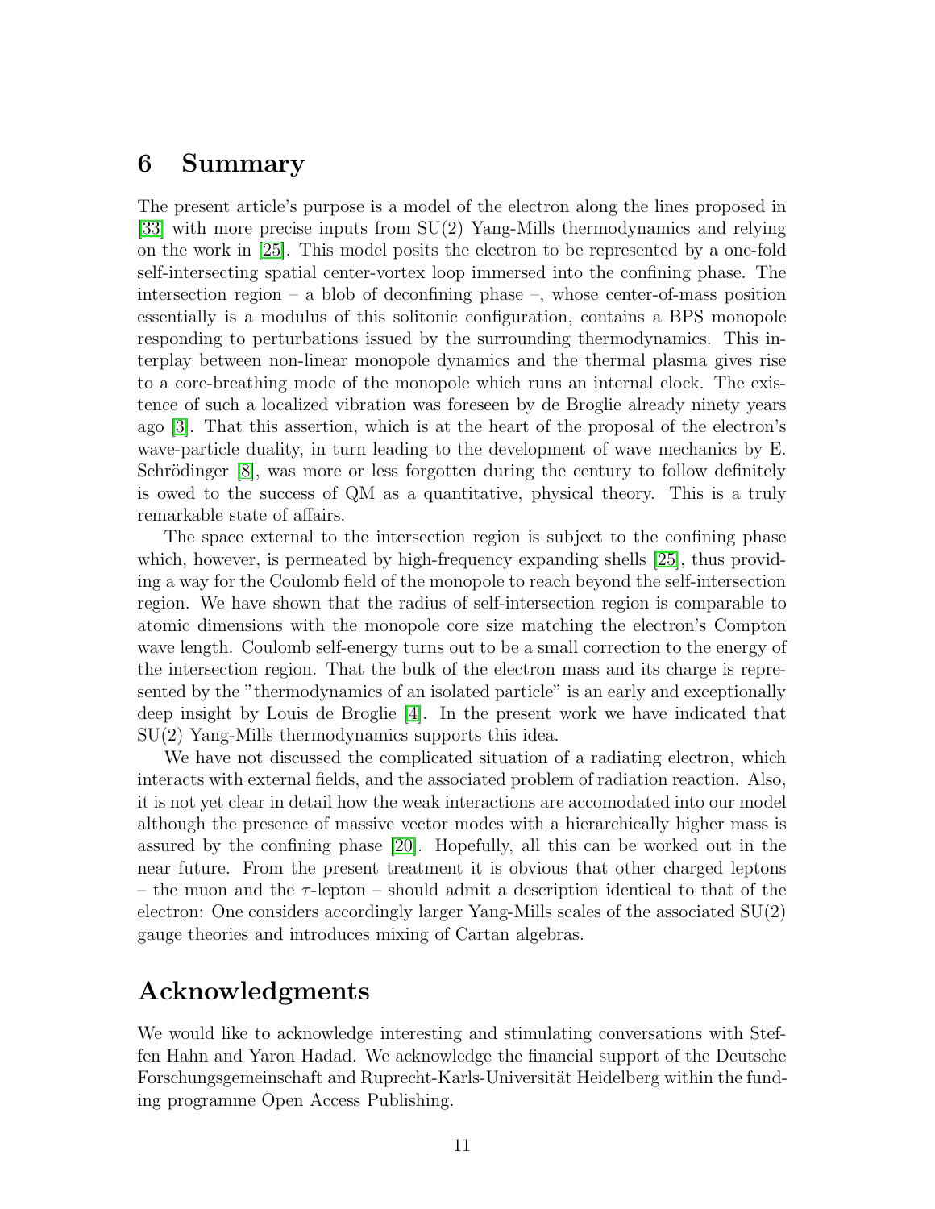# 6 Summary

The present article's purpose is a model of the electron along the lines proposed in [33] with more precise inputs from SU(2) Yang-Mills thermodynamics and relying on the work in [25]. This model posits the electron to be represented by a one-fold self-intersecting spatial center-vortex loop immersed into the confining phase. The intersection region – a blob of deconfining phase –, whose center-of-mass position essentially is a modulus of this solitonic configuration, contains a BPS monopole responding to perturbations issued by the surrounding thermodynamics. This interplay between non-linear monopole dynamics and the thermal plasma gives rise to a core-breathing mode of the monopole which runs an internal clock. The existence of such a localized vibration was foreseen by de Broglie already ninety years ago [3]. That this assertion, which is at the heart of the proposal of the electron's wave-particle duality, in turn leading to the development of wave mechanics by E. Schrödinger [8], was more or less forgotten during the century to follow definitely is owed to the success of QM as a quantitative, physical theory. This is a truly remarkable state of affairs.

The space external to the intersection region is subject to the confining phase which, however, is permeated by high-frequency expanding shells [25], thus providing a way for the Coulomb field of the monopole to reach beyond the self-intersection region. We have shown that the radius of self-intersection region is comparable to atomic dimensions with the monopole core size matching the electron's Compton wave length. Coulomb self-energy turns out to be a small correction to the energy of the intersection region. That the bulk of the electron mass and its charge is represented by the "thermodynamics of an isolated particle" is an early and exceptionally deep insight by Louis de Broglie [4]. In the present work we have indicated that SU(2) Yang-Mills thermodynamics supports this idea.

We have not discussed the complicated situation of a radiating electron, which interacts with external fields, and the associated problem of radiation reaction. Also, it is not yet clear in detail how the weak interactions are accomodated into our model although the presence of massive vector modes with a hierarchically higher mass is assured by the confining phase [20]. Hopefully, all this can be worked out in the near future. From the present treatment it is obvious that other charged leptons – the muon and the $\tau$-lepton – should admit a description identical to that of the electron: One considers accordingly larger Yang-Mills scales of the associated SU(2) gauge theories and introduces mixing of Cartan algebras.

# Acknowledgments

We would like to acknowledge interesting and stimulating conversations with Steffen Hahn and Yaron Hadad. We acknowledge the financial support of the Deutsche Forschungsgemeinschaft and Ruprecht-Karls-Universität Heidelberg within the funding programme Open Access Publishing.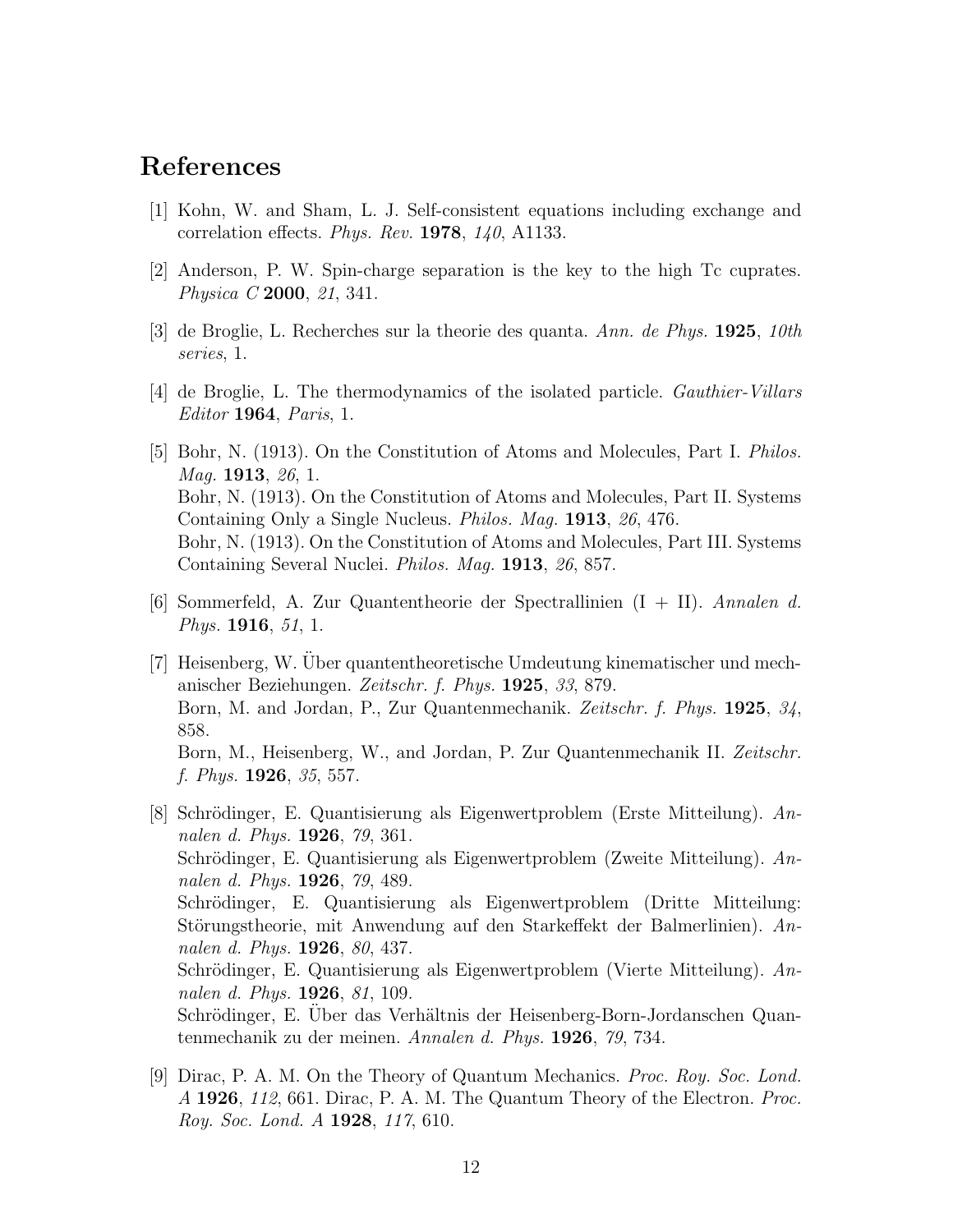# References

[1] Kohn, W. and Sham, L. J. Self-consistent equations including exchange and correlation effects. *Phys. Rev.* **1978**, *140*, A1133.

[2] Anderson, P. W. Spin-charge separation is the key to the high Tc cuprates. *Physica C* **2000**, *21*, 341.

[3] de Broglie, L. Recherches sur la theorie des quanta. *Ann. de Phys.* **1925**, *10th series*, 1.

[4] de Broglie, L. The thermodynamics of the isolated particle. *Gauthier-Villars Editor* **1964**, *Paris*, 1.

[5] Bohr, N. (1913). On the Constitution of Atoms and Molecules, Part I. *Philos. Mag.* **1913**, *26*, 1.
Bohr, N. (1913). On the Constitution of Atoms and Molecules, Part II. Systems Containing Only a Single Nucleus. *Philos. Mag.* **1913**, *26*, 476.
Bohr, N. (1913). On the Constitution of Atoms and Molecules, Part III. Systems Containing Several Nuclei. *Philos. Mag.* **1913**, *26*, 857.

[6] Sommerfeld, A. Zur Quantentheorie der Spectrallinien (I + II). *Annalen d. Phys.* **1916**, *51*, 1.

[7] Heisenberg, W. Über quantentheoretische Umdeutung kinematischer und mechanischer Beziehungen. *Zeitschr. f. Phys.* **1925**, *33*, 879.
Born, M. and Jordan, P., Zur Quantenmechanik. *Zeitschr. f. Phys.* **1925**, *34*, 858.
Born, M., Heisenberg, W., and Jordan, P. Zur Quantenmechanik II. *Zeitschr. f. Phys.* **1926**, *35*, 557.

[8] Schrödinger, E. Quantisierung als Eigenwertproblem (Erste Mitteilung). *Annalen d. Phys.* **1926**, *79*, 361.
Schrödinger, E. Quantisierung als Eigenwertproblem (Zweite Mitteilung). *Annalen d. Phys.* **1926**, *79*, 489.
Schrödinger, E. Quantisierung als Eigenwertproblem (Dritte Mitteilung: Störungstheorie, mit Anwendung auf den Starkeffekt der Balmerlinien). *Annalen d. Phys.* **1926**, *80*, 437.
Schrödinger, E. Quantisierung als Eigenwertproblem (Vierte Mitteilung). *Annalen d. Phys.* **1926**, *81*, 109.
Schrödinger, E. Über das Verhältnis der Heisenberg-Born-Jordanschen Quantenmechanik zu der meinen. *Annalen d. Phys.* **1926**, *79*, 734.

[9] Dirac, P. A. M. On the Theory of Quantum Mechanics. *Proc. Roy. Soc. Lond. A* **1926**, *112*, 661. Dirac, P. A. M. The Quantum Theory of the Electron. *Proc. Roy. Soc. Lond. A* **1928**, *117*, 610.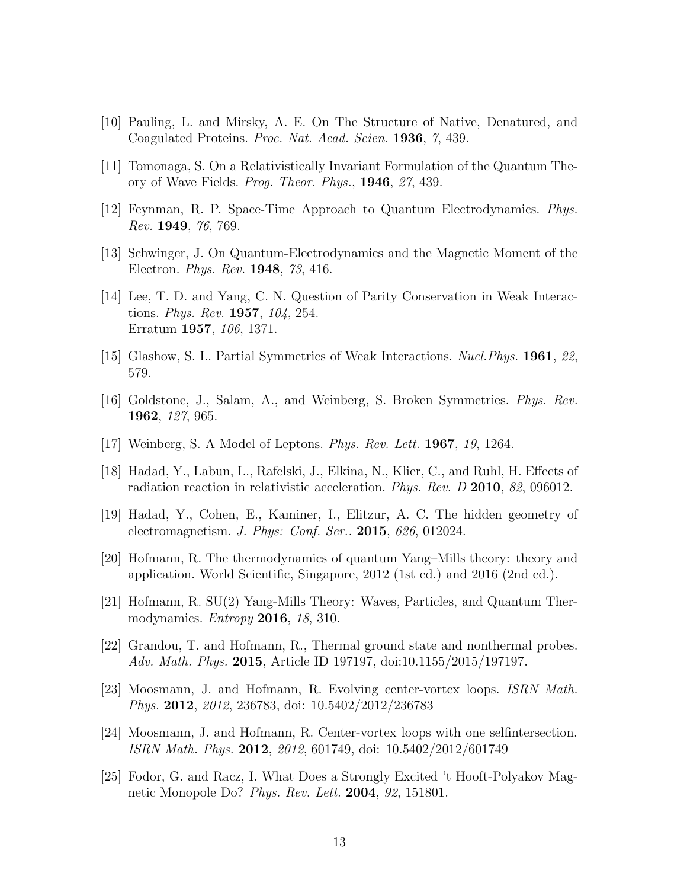[10] Pauling, L. and Mirsky, A. E. On The Structure of Native, Denatured, and Coagulated Proteins. *Proc. Nat. Acad. Scien.* **1936**, *7*, 439.

[11] Tomonaga, S. On a Relativistically Invariant Formulation of the Quantum Theory of Wave Fields. *Prog. Theor. Phys.*, **1946**, *27*, 439.

[12] Feynman, R. P. Space-Time Approach to Quantum Electrodynamics. *Phys. Rev.* **1949**, *76*, 769.

[13] Schwinger, J. On Quantum-Electrodynamics and the Magnetic Moment of the Electron. *Phys. Rev.* **1948**, *73*, 416.

[14] Lee, T. D. and Yang, C. N. Question of Parity Conservation in Weak Interactions. *Phys. Rev.* **1957**, *104*, 254.
Erratum **1957**, *106*, 1371.

[15] Glashow, S. L. Partial Symmetries of Weak Interactions. *Nucl.Phys.* **1961**, *22*, 579.

[16] Goldstone, J., Salam, A., and Weinberg, S. Broken Symmetries. *Phys. Rev.* **1962**, *127*, 965.

[17] Weinberg, S. A Model of Leptons. *Phys. Rev. Lett.* **1967**, *19*, 1264.

[18] Hadad, Y., Labun, L., Rafelski, J., Elkina, N., Klier, C., and Ruhl, H. Effects of radiation reaction in relativistic acceleration. *Phys. Rev. D* **2010**, *82*, 096012.

[19] Hadad, Y., Cohen, E., Kaminer, I., Elitzur, A. C. The hidden geometry of electromagnetism. *J. Phys: Conf. Ser.*. **2015**, *626*, 012024.

[20] Hofmann, R. The thermodynamics of quantum Yang–Mills theory: theory and application. World Scientific, Singapore, 2012 (1st ed.) and 2016 (2nd ed.).

[21] Hofmann, R. SU(2) Yang-Mills Theory: Waves, Particles, and Quantum Thermodynamics. *Entropy* **2016**, *18*, 310.

[22] Grandou, T. and Hofmann, R., Thermal ground state and nonthermal probes. *Adv. Math. Phys.* **2015**, Article ID 197197, doi:10.1155/2015/197197.

[23] Moosmann, J. and Hofmann, R. Evolving center-vortex loops. *ISRN Math. Phys.* **2012**, *2012*, 236783, doi: 10.5402/2012/236783

[24] Moosmann, J. and Hofmann, R. Center-vortex loops with one selfintersection. *ISRN Math. Phys.* **2012**, *2012*, 601749, doi: 10.5402/2012/601749

[25] Fodor, G. and Racz, I. What Does a Strongly Excited 't Hooft-Polyakov Magnetic Monopole Do? *Phys. Rev. Lett.* **2004**, *92*, 151801.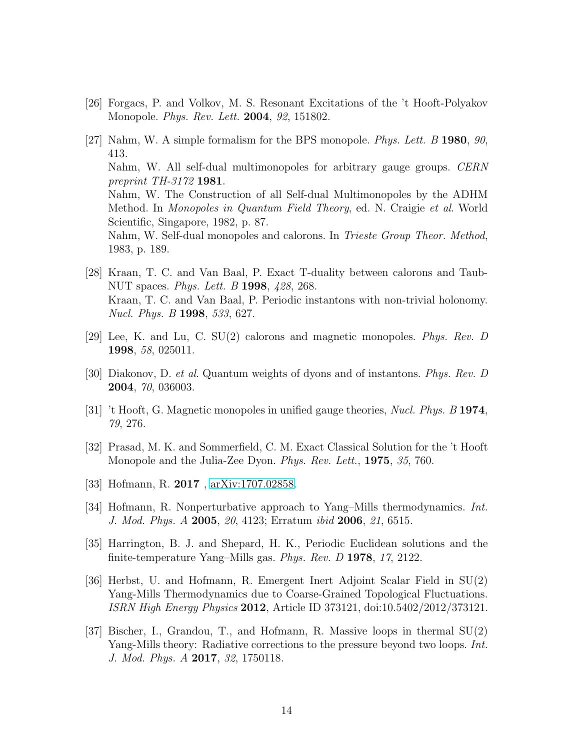[26] Forgacs, P. and Volkov, M. S. Resonant Excitations of the 't Hooft-Polyakov Monopole. *Phys. Rev. Lett.* **2004**, *92*, 151802.

[27] Nahm, W. A simple formalism for the BPS monopole. *Phys. Lett. B* **1980**, *90*, 413.
Nahm, W. All self-dual multimonopoles for arbitrary gauge groups. *CERN preprint TH-3172* **1981**.
Nahm, W. The Construction of all Self-dual Multimonopoles by the ADHM Method. In *Monopoles in Quantum Field Theory*, ed. N. Craigie *et al*. World Scientific, Singapore, 1982, p. 87.
Nahm, W. Self-dual monopoles and calorons. In *Trieste Group Theor. Method*, 1983, p. 189.

[28] Kraan, T. C. and Van Baal, P. Exact T-duality between calorons and Taub-NUT spaces. *Phys. Lett. B* **1998**, *428*, 268.
Kraan, T. C. and Van Baal, P. Periodic instantons with non-trivial holonomy. *Nucl. Phys. B* **1998**, *533*, 627.

[29] Lee, K. and Lu, C. SU(2) calorons and magnetic monopoles. *Phys. Rev. D* **1998**, *58*, 025011.

[30] Diakonov, D. *et al*. Quantum weights of dyons and of instantons. *Phys. Rev. D* **2004**, *70*, 036003.

[31] 't Hooft, G. Magnetic monopoles in unified gauge theories, *Nucl. Phys. B* **1974**, *79*, 276.

[32] Prasad, M. K. and Sommerfield, C. M. Exact Classical Solution for the 't Hooft Monopole and the Julia-Zee Dyon. *Phys. Rev. Lett.*, **1975**, *35*, 760.

[33] Hofmann, R. **2017** , arXiv:1707.02858.

[34] Hofmann, R. Nonperturbative approach to Yang–Mills thermodynamics. *Int. J. Mod. Phys. A* **2005**, *20*, 4123; Erratum *ibid* **2006**, *21*, 6515.

[35] Harrington, B. J. and Shepard, H. K., Periodic Euclidean solutions and the finite-temperature Yang–Mills gas. *Phys. Rev. D* **1978**, *17*, 2122.

[36] Herbst, U. and Hofmann, R. Emergent Inert Adjoint Scalar Field in SU(2) Yang-Mills Thermodynamics due to Coarse-Grained Topological Fluctuations. *ISRN High Energy Physics* **2012**, Article ID 373121, doi:10.5402/2012/373121.

[37] Bischer, I., Grandou, T., and Hofmann, R. Massive loops in thermal SU(2) Yang-Mills theory: Radiative corrections to the pressure beyond two loops. *Int. J. Mod. Phys. A* **2017**, *32*, 1750118.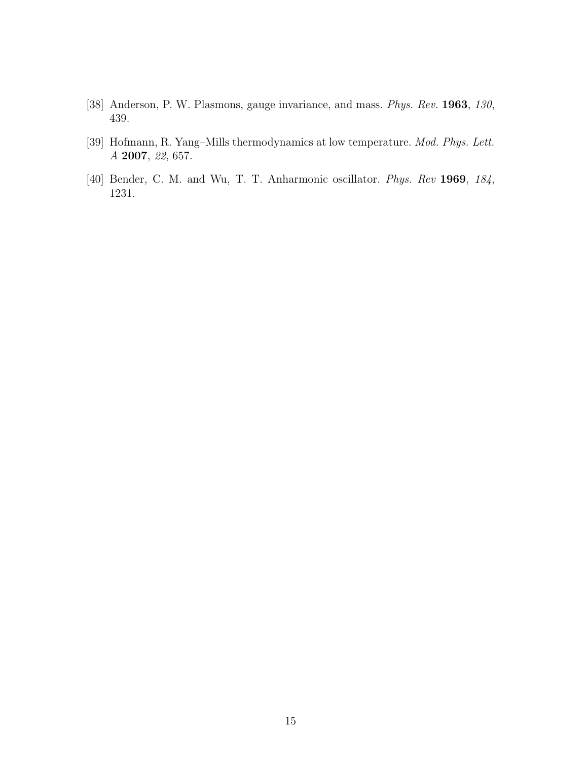[38] Anderson, P. W. Plasmons, gauge invariance, and mass. *Phys. Rev.* **1963**, *130*, 439.

[39] Hofmann, R. Yang–Mills thermodynamics at low temperature. *Mod. Phys. Lett. A* **2007**, *22*, 657.

[40] Bender, C. M. and Wu, T. T. Anharmonic oscillator. *Phys. Rev* **1969**, *184*, 1231.